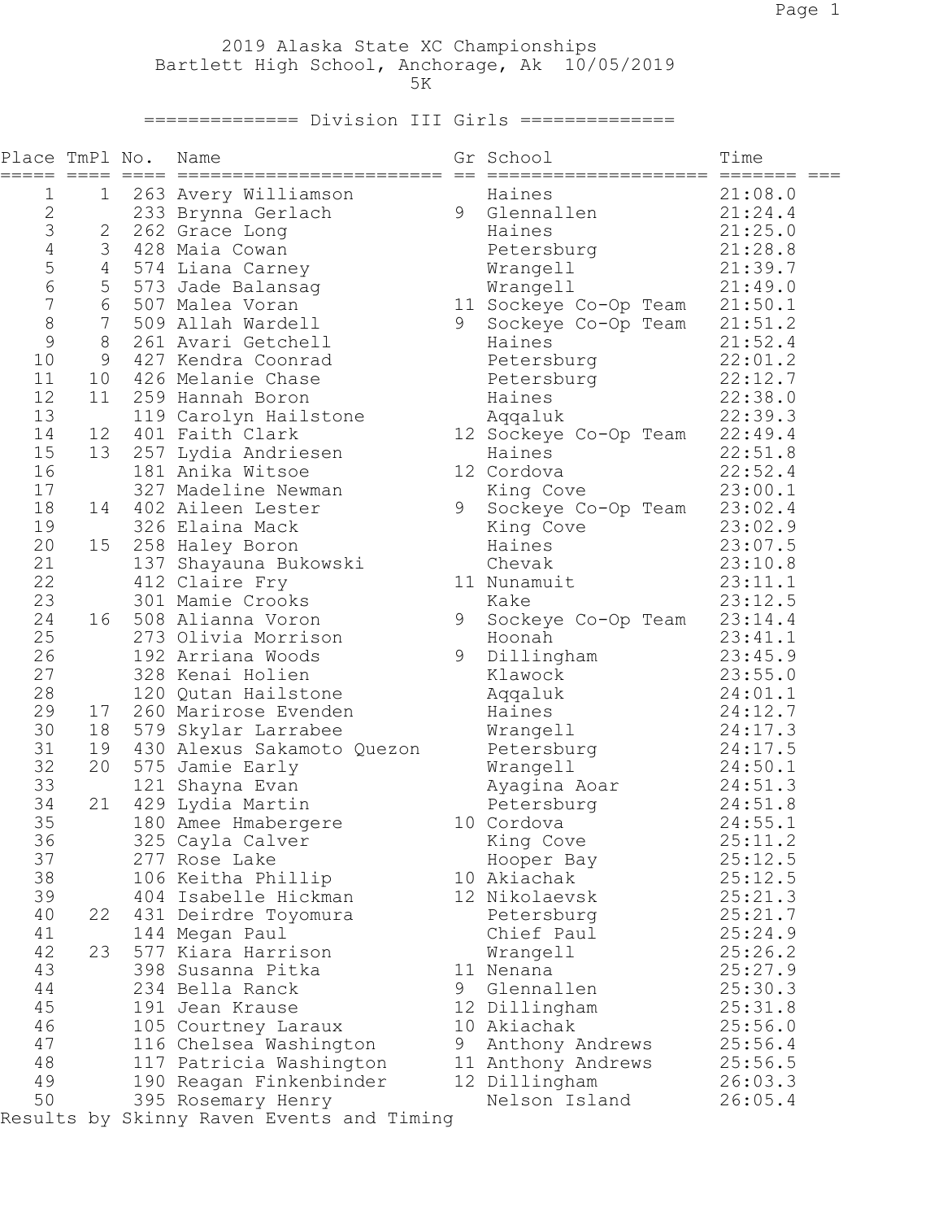# 2019 Alaska State XC Championships

Bartlett High School, Anchorage, Ak 10/05/2019

5K

## ============== Division III Girls ==============

| Place | TmPl | No. | Name | Gr | School | Time |
|---|---|---|---|---|---|---|
| 1 | 1 | 263 | Avery Williamson | | Haines | 21:08.0 |
| 2 | | 233 | Brynna Gerlach | 9 | Glennallen | 21:24.4 |
| 3 | 2 | 262 | Grace Long | | Haines | 21:25.0 |
| 4 | 3 | 428 | Maia Cowan | | Petersburg | 21:28.8 |
| 5 | 4 | 574 | Liana Carney | | Wrangell | 21:39.7 |
| 6 | 5 | 573 | Jade Balansag | | Wrangell | 21:49.0 |
| 7 | 6 | 507 | Malea Voran | 11 | Sockeye Co-Op Team | 21:50.1 |
| 8 | 7 | 509 | Allah Wardell | 9 | Sockeye Co-Op Team | 21:51.2 |
| 9 | 8 | 261 | Avari Getchell | | Haines | 21:52.4 |
| 10 | 9 | 427 | Kendra Coonrad | | Petersburg | 22:01.2 |
| 11 | 10 | 426 | Melanie Chase | | Petersburg | 22:12.7 |
| 12 | 11 | 259 | Hannah Boron | | Haines | 22:38.0 |
| 13 | | 119 | Carolyn Hailstone | | Aqqaluk | 22:39.3 |
| 14 | 12 | 401 | Faith Clark | 12 | Sockeye Co-Op Team | 22:49.4 |
| 15 | 13 | 257 | Lydia Andriesen | | Haines | 22:51.8 |
| 16 | | 181 | Anika Witsoe | 12 | Cordova | 22:52.4 |
| 17 | | 327 | Madeline Newman | | King Cove | 23:00.1 |
| 18 | 14 | 402 | Aileen Lester | 9 | Sockeye Co-Op Team | 23:02.4 |
| 19 | | 326 | Elaina Mack | | King Cove | 23:02.9 |
| 20 | 15 | 258 | Haley Boron | | Haines | 23:07.5 |
| 21 | | 137 | Shayauna Bukowski | | Chevak | 23:10.8 |
| 22 | | 412 | Claire Fry | 11 | Nunamuit | 23:11.1 |
| 23 | | 301 | Mamie Crooks | | Kake | 23:12.5 |
| 24 | 16 | 508 | Alianna Voron | 9 | Sockeye Co-Op Team | 23:14.4 |
| 25 | | 273 | Olivia Morrison | | Hoonah | 23:41.1 |
| 26 | | 192 | Arriana Woods | 9 | Dillingham | 23:45.9 |
| 27 | | 328 | Kenai Holien | | Klawock | 23:55.0 |
| 28 | | 120 | Qutan Hailstone | | Aqqaluk | 24:01.1 |
| 29 | 17 | 260 | Marirose Evenden | | Haines | 24:12.7 |
| 30 | 18 | 579 | Skylar Larrabee | | Wrangell | 24:17.3 |
| 31 | 19 | 430 | Alexus Sakamoto Quezon | | Petersburg | 24:17.5 |
| 32 | 20 | 575 | Jamie Early | | Wrangell | 24:50.1 |
| 33 | | 121 | Shayna Evan | | Ayagina Aoar | 24:51.3 |
| 34 | 21 | 429 | Lydia Martin | | Petersburg | 24:51.8 |
| 35 | | 180 | Amee Hmabergere | 10 | Cordova | 24:55.1 |
| 36 | | 325 | Cayla Calver | | King Cove | 25:11.2 |
| 37 | | 277 | Rose Lake | | Hooper Bay | 25:12.5 |
| 38 | | 106 | Keitha Phillip | 10 | Akiachak | 25:12.5 |
| 39 | | 404 | Isabelle Hickman | 12 | Nikolaevsk | 25:21.3 |
| 40 | 22 | 431 | Deirdre Toyomura | | Petersburg | 25:21.7 |
| 41 | | 144 | Megan Paul | | Chief Paul | 25:24.9 |
| 42 | 23 | 577 | Kiara Harrison | | Wrangell | 25:26.2 |
| 43 | | 398 | Susanna Pitka | 11 | Nenana | 25:27.9 |
| 44 | | 234 | Bella Ranck | 9 | Glennallen | 25:30.3 |
| 45 | | 191 | Jean Krause | 12 | Dillingham | 25:31.8 |
| 46 | | 105 | Courtney Laraux | 10 | Akiachak | 25:56.0 |
| 47 | | 116 | Chelsea Washington | 9 | Anthony Andrews | 25:56.4 |
| 48 | | 117 | Patricia Washington | 11 | Anthony Andrews | 25:56.5 |
| 49 | | 190 | Reagan Finkenbinder | 12 | Dillingham | 26:03.3 |
| 50 | | 395 | Rosemary Henry | | Nelson Island | 26:05.4 |

Results by Skinny Raven Events and Timing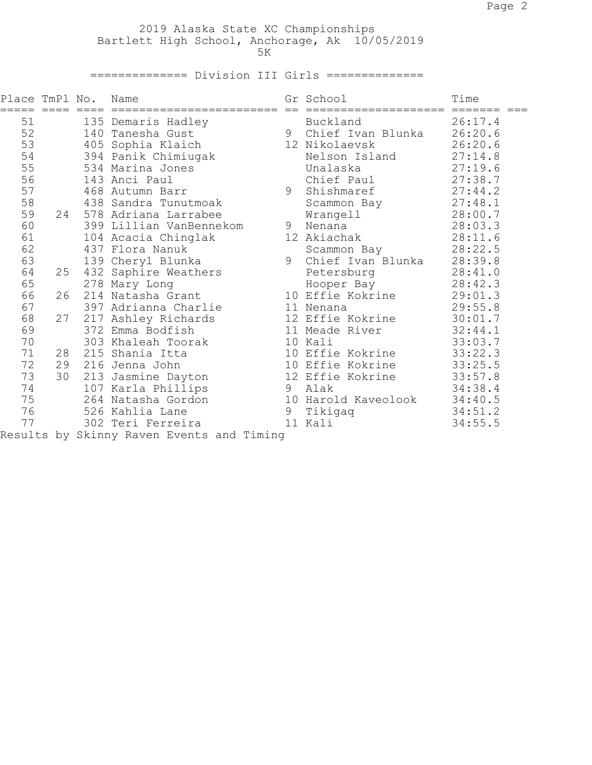2019 Alaska State XC Championships
Bartlett High School, Anchorage, Ak 10/05/2019
5K

## Division III Girls

| Place | TmPl | No. | Name | Gr | School | Time |
|---|---|---|---|---|---|---|
| 51 | | 135 | Demaris Hadley | | Buckland | 26:17.4 |
| 52 | | 140 | Tanesha Gust | 9 | Chief Ivan Blunka | 26:20.6 |
| 53 | | 405 | Sophia Klaich | 12 | Nikolaevsk | 26:20.6 |
| 54 | | 394 | Panik Chimiugak | | Nelson Island | 27:14.8 |
| 55 | | 534 | Marina Jones | | Unalaska | 27:19.6 |
| 56 | | 143 | Anci Paul | | Chief Paul | 27:38.7 |
| 57 | | 468 | Autumn Barr | 9 | Shishmaref | 27:44.2 |
| 58 | | 438 | Sandra Tunutmoak | | Scammon Bay | 27:48.1 |
| 59 | 24 | 578 | Adriana Larrabee | | Wrangell | 28:00.7 |
| 60 | | 399 | Lillian VanBennekom | 9 | Nenana | 28:03.3 |
| 61 | | 104 | Acacia Chinglak | 12 | Akiachak | 28:11.6 |
| 62 | | 437 | Flora Nanuk | | Scammon Bay | 28:22.5 |
| 63 | | 139 | Cheryl Blunka | 9 | Chief Ivan Blunka | 28:39.8 |
| 64 | 25 | 432 | Saphire Weathers | | Petersburg | 28:41.0 |
| 65 | | 278 | Mary Long | | Hooper Bay | 28:42.3 |
| 66 | 26 | 214 | Natasha Grant | 10 | Effie Kokrine | 29:01.3 |
| 67 | | 397 | Adrianna Charlie | 11 | Nenana | 29:55.8 |
| 68 | 27 | 217 | Ashley Richards | 12 | Effie Kokrine | 30:01.7 |
| 69 | | 372 | Emma Bodfish | 11 | Meade River | 32:44.1 |
| 70 | | 303 | Khaleah Toorak | 10 | Kali | 33:03.7 |
| 71 | 28 | 215 | Shania Itta | 10 | Effie Kokrine | 33:22.3 |
| 72 | 29 | 216 | Jenna John | 10 | Effie Kokrine | 33:25.5 |
| 73 | 30 | 213 | Jasmine Dayton | 12 | Effie Kokrine | 33:57.8 |
| 74 | | 107 | Karla Phillips | 9 | Alak | 34:38.4 |
| 75 | | 264 | Natasha Gordon | 10 | Harold Kaveolook | 34:40.5 |
| 76 | | 526 | Kahlia Lane | 9 | Tikigaq | 34:51.2 |
| 77 | | 302 | Teri Ferreira | 11 | Kali | 34:55.5 |

Results by Skinny Raven Events and Timing